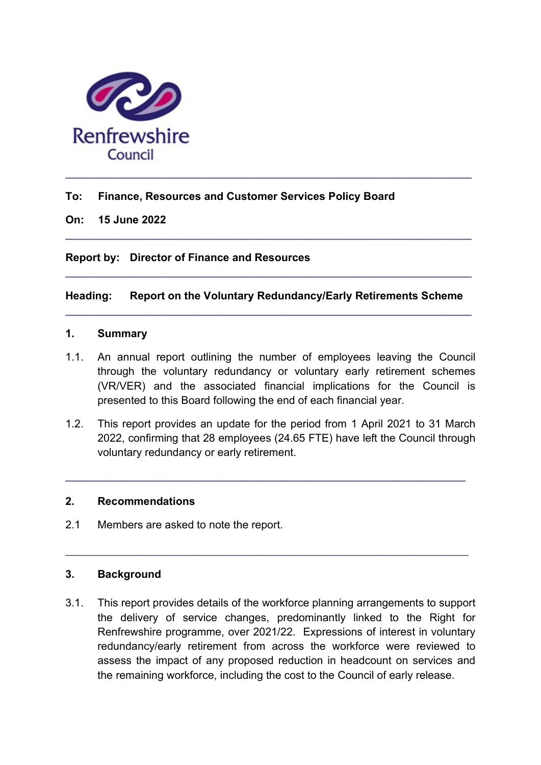Renfrewshire Council

---

**To: Finance, Resources and Customer Services Policy Board**

**On: 15 June 2022**

---

**Report by: Director of Finance and Resources**

---

**Heading: Report on the Voluntary Redundancy/Early Retirements Scheme**

---

## 1. Summary

1.1. An annual report outlining the number of employees leaving the Council through the voluntary redundancy or voluntary early retirement schemes (VR/VER) and the associated financial implications for the Council is presented to this Board following the end of each financial year.

1.2. This report provides an update for the period from 1 April 2021 to 31 March 2022, confirming that 28 employees (24.65 FTE) have left the Council through voluntary redundancy or early retirement.

---

## 2. Recommendations

2.1 Members are asked to note the report.

---

## 3. Background

3.1. This report provides details of the workforce planning arrangements to support the delivery of service changes, predominantly linked to the Right for Renfrewshire programme, over 2021/22. Expressions of interest in voluntary redundancy/early retirement from across the workforce were reviewed to assess the impact of any proposed reduction in headcount on services and the remaining workforce, including the cost to the Council of early release.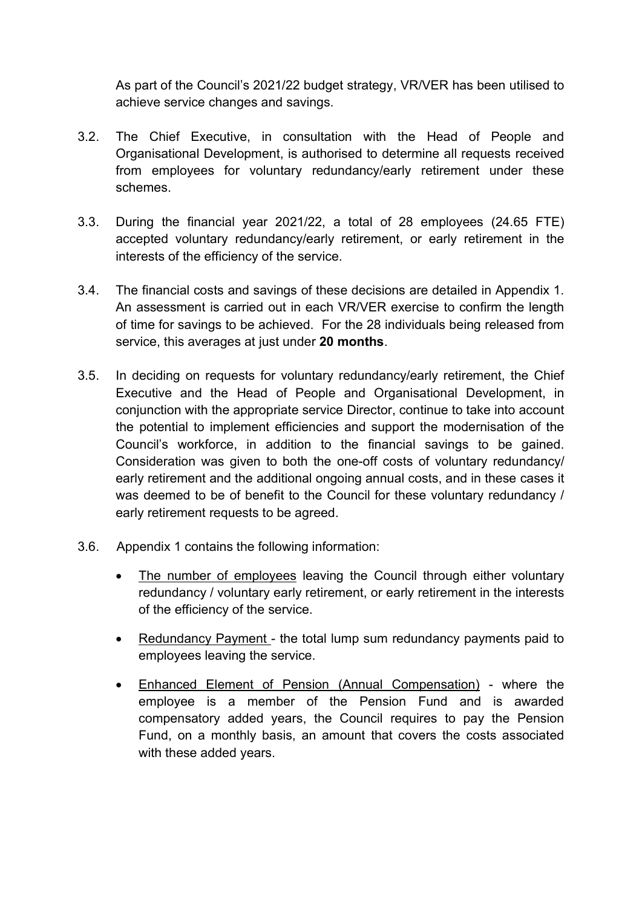As part of the Council's 2021/22 budget strategy, VR/VER has been utilised to achieve service changes and savings.

3.2. The Chief Executive, in consultation with the Head of People and Organisational Development, is authorised to determine all requests received from employees for voluntary redundancy/early retirement under these schemes.

3.3. During the financial year 2021/22, a total of 28 employees (24.65 FTE) accepted voluntary redundancy/early retirement, or early retirement in the interests of the efficiency of the service.

3.4. The financial costs and savings of these decisions are detailed in Appendix 1. An assessment is carried out in each VR/VER exercise to confirm the length of time for savings to be achieved. For the 28 individuals being released from service, this averages at just under **20 months**.

3.5. In deciding on requests for voluntary redundancy/early retirement, the Chief Executive and the Head of People and Organisational Development, in conjunction with the appropriate service Director, continue to take into account the potential to implement efficiencies and support the modernisation of the Council's workforce, in addition to the financial savings to be gained. Consideration was given to both the one-off costs of voluntary redundancy/ early retirement and the additional ongoing annual costs, and in these cases it was deemed to be of benefit to the Council for these voluntary redundancy / early retirement requests to be agreed.

3.6. Appendix 1 contains the following information:

- The number of employees leaving the Council through either voluntary redundancy / voluntary early retirement, or early retirement in the interests of the efficiency of the service.
- Redundancy Payment - the total lump sum redundancy payments paid to employees leaving the service.
- Enhanced Element of Pension (Annual Compensation) - where the employee is a member of the Pension Fund and is awarded compensatory added years, the Council requires to pay the Pension Fund, on a monthly basis, an amount that covers the costs associated with these added years.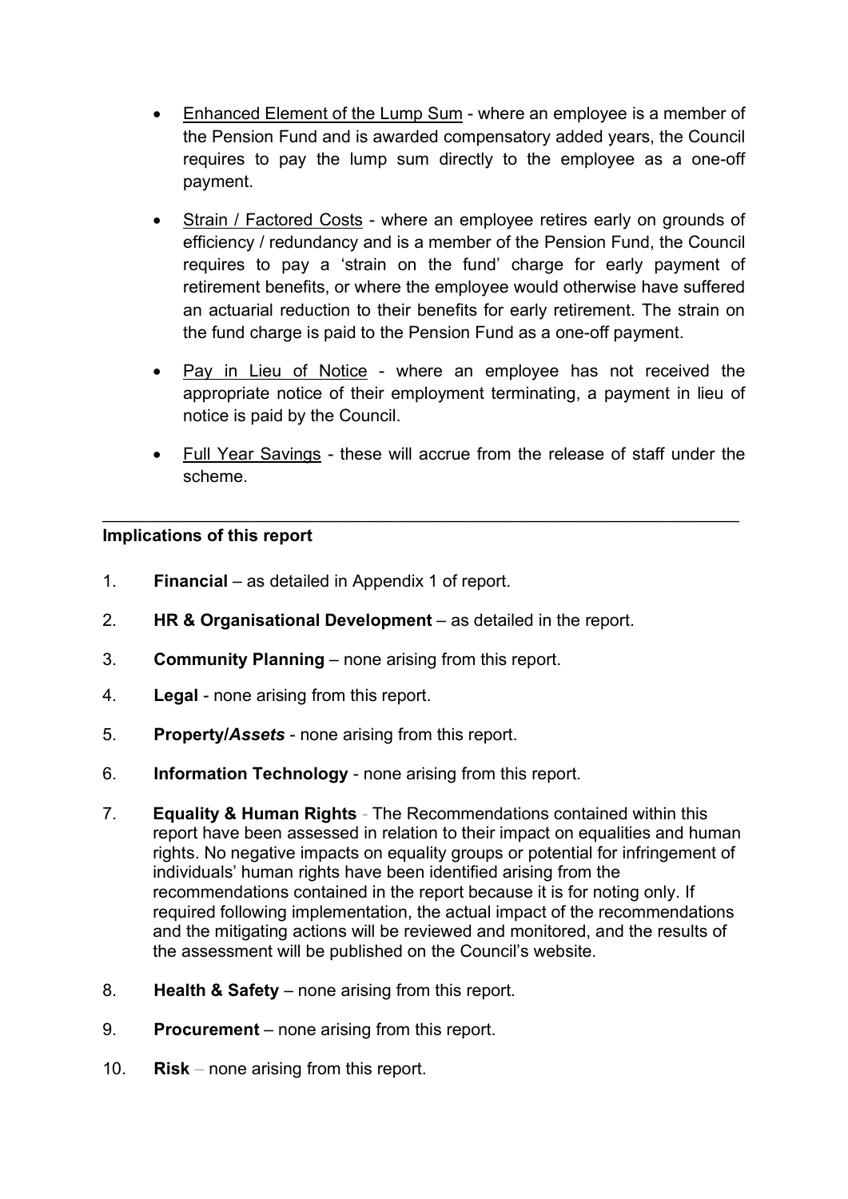- Enhanced Element of the Lump Sum - where an employee is a member of the Pension Fund and is awarded compensatory added years, the Council requires to pay the lump sum directly to the employee as a one-off payment.

- Strain / Factored Costs - where an employee retires early on grounds of efficiency / redundancy and is a member of the Pension Fund, the Council requires to pay a 'strain on the fund' charge for early payment of retirement benefits, or where the employee would otherwise have suffered an actuarial reduction to their benefits for early retirement. The strain on the fund charge is paid to the Pension Fund as a one-off payment.

- Pay in Lieu of Notice - where an employee has not received the appropriate notice of their employment terminating, a payment in lieu of notice is paid by the Council.

- Full Year Savings - these will accrue from the release of staff under the scheme.

---

**Implications of this report**

1. **Financial** – as detailed in Appendix 1 of report.

2. **HR & Organisational Development** – as detailed in the report.

3. **Community Planning** – none arising from this report.

4. **Legal** - none arising from this report.

5. **Property/*Assets*** - none arising from this report.

6. **Information Technology** - none arising from this report.

7. **Equality & Human Rights** - The Recommendations contained within this report have been assessed in relation to their impact on equalities and human rights. No negative impacts on equality groups or potential for infringement of individuals' human rights have been identified arising from the recommendations contained in the report because it is for noting only. If required following implementation, the actual impact of the recommendations and the mitigating actions will be reviewed and monitored, and the results of the assessment will be published on the Council's website.

8. **Health & Safety** – none arising from this report.

9. **Procurement** – none arising from this report.

10. **Risk** – none arising from this report.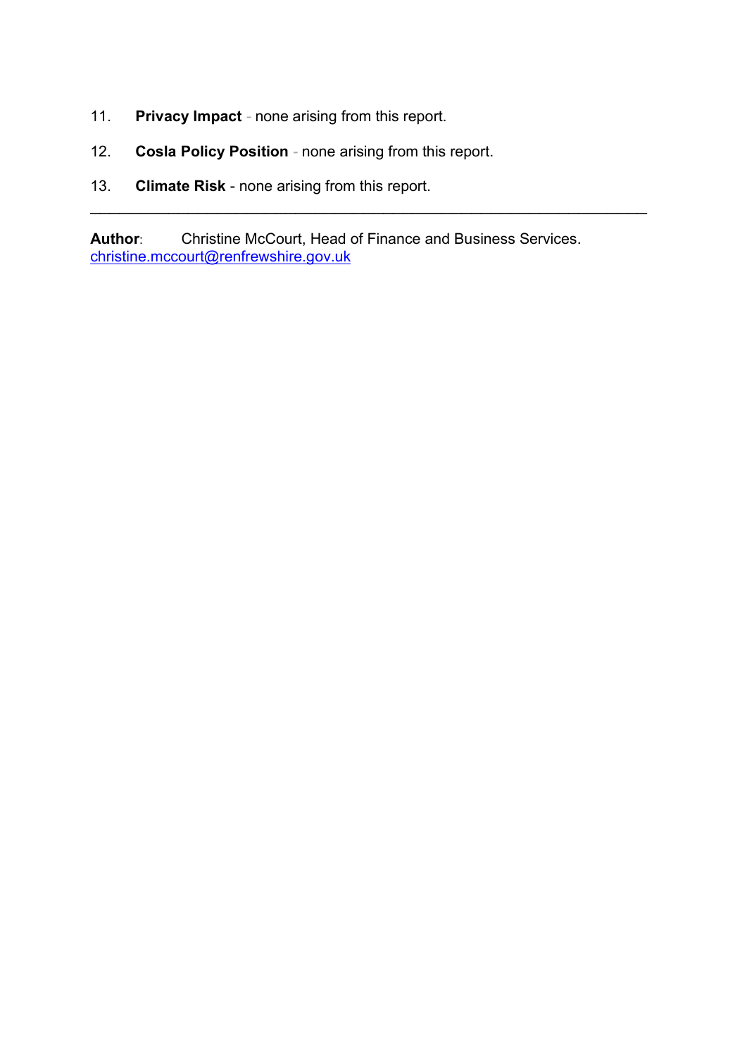11. **Privacy Impact** - none arising from this report.

12. **Cosla Policy Position** - none arising from this report.

13. **Climate Risk** - none arising from this report.

---

**Author**: Christine McCourt, Head of Finance and Business Services.
christine.mccourt@renfrewshire.gov.uk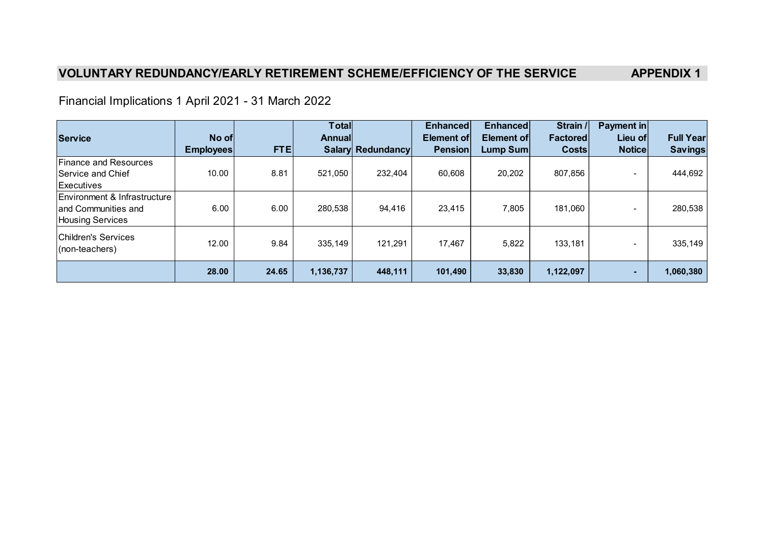## VOLUNTARY REDUNDANCY/EARLY RETIREMENT SCHEME/EFFICIENCY OF THE SERVICE APPENDIX 1

Financial Implications 1 April 2021 - 31 March 2022

| Service | No of Employees | FTE | Total Annual Salary | Redundancy | Enhanced Element of Pension | Enhanced Element of Lump Sum | Strain / Factored Costs | Payment in Lieu of Notice | Full Year Savings |
|---|---|---|---|---|---|---|---|---|---|
| Finance and Resources Service and Chief Executives | 10.00 | 8.81 | 521,050 | 232,404 | 60,608 | 20,202 | 807,856 | - | 444,692 |
| Environment & Infrastructure and Communities and Housing Services | 6.00 | 6.00 | 280,538 | 94,416 | 23,415 | 7,805 | 181,060 | - | 280,538 |
| Children's Services (non-teachers) | 12.00 | 9.84 | 335,149 | 121,291 | 17,467 | 5,822 | 133,181 | - | 335,149 |
| | **28.00** | **24.65** | **1,136,737** | **448,111** | **101,490** | **33,830** | **1,122,097** | **-** | **1,060,380** |